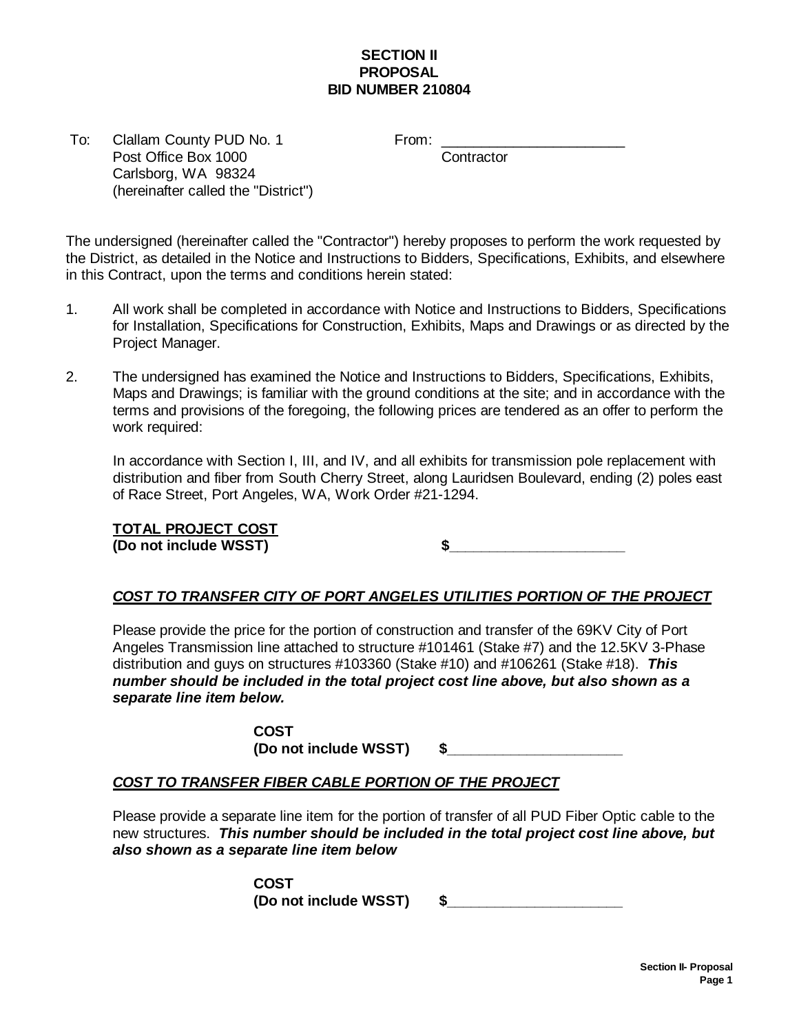# SECTION II
# PROPOSAL
# BID NUMBER 210804

To: Clallam County PUD No. 1
Post Office Box 1000
Carlsborg, WA 98324
(hereinafter called the "District")

From: _______________________
Contractor

The undersigned (hereinafter called the "Contractor") hereby proposes to perform the work requested by the District, as detailed in the Notice and Instructions to Bidders, Specifications, Exhibits, and elsewhere in this Contract, upon the terms and conditions herein stated:

1. All work shall be completed in accordance with Notice and Instructions to Bidders, Specifications for Installation, Specifications for Construction, Exhibits, Maps and Drawings or as directed by the Project Manager.

2. The undersigned has examined the Notice and Instructions to Bidders, Specifications, Exhibits, Maps and Drawings; is familiar with the ground conditions at the site; and in accordance with the terms and provisions of the foregoing, the following prices are tendered as an offer to perform the work required:

   In accordance with Section I, III, and IV, and all exhibits for transmission pole replacement with distribution and fiber from South Cherry Street, along Lauridsen Boulevard, ending (2) poles east of Race Street, Port Angeles, WA, Work Order #21-1294.

   **<u>TOTAL PROJECT COST</u>**
   **(Do not include WSST)** **$______________________**

***<u>COST TO TRANSFER CITY OF PORT ANGELES UTILITIES PORTION OF THE PROJECT</u>***

Please provide the price for the portion of construction and transfer of the 69KV City of Port Angeles Transmission line attached to structure #101461 (Stake #7) and the 12.5KV 3-Phase distribution and guys on structures #103360 (Stake #10) and #106261 (Stake #18). ***This number should be included in the total project cost line above, but also shown as a separate line item below.***

**COST**
**(Do not include WSST)** **$______________________**

***<u>COST TO TRANSFER FIBER CABLE PORTION OF THE PROJECT</u>***

Please provide a separate line item for the portion of transfer of all PUD Fiber Optic cable to the new structures. ***This number should be included in the total project cost line above, but also shown as a separate line item below***

**COST**
**(Do not include WSST)** **$______________________**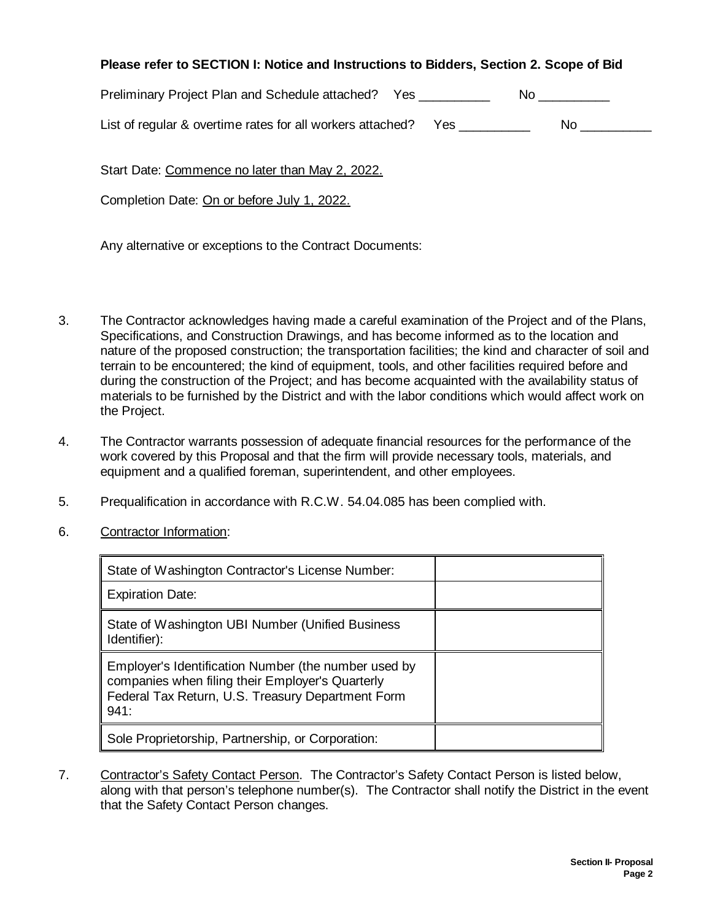**Please refer to SECTION I: Notice and Instructions to Bidders, Section 2. Scope of Bid**

Preliminary Project Plan and Schedule attached? Yes __________ No __________

List of regular & overtime rates for all workers attached? Yes __________ No __________

Start Date: Commence no later than May 2, 2022.

Completion Date: On or before July 1, 2022.

Any alternative or exceptions to the Contract Documents:

3. The Contractor acknowledges having made a careful examination of the Project and of the Plans, Specifications, and Construction Drawings, and has become informed as to the location and nature of the proposed construction; the transportation facilities; the kind and character of soil and terrain to be encountered; the kind of equipment, tools, and other facilities required before and during the construction of the Project; and has become acquainted with the availability status of materials to be furnished by the District and with the labor conditions which would affect work on the Project.

4. The Contractor warrants possession of adequate financial resources for the performance of the work covered by this Proposal and that the firm will provide necessary tools, materials, and equipment and a qualified foreman, superintendent, and other employees.

5. Prequalification in accordance with R.C.W. 54.04.085 has been complied with.

6. Contractor Information:

| | |
|---|---|
| State of Washington Contractor's License Number: | |
| Expiration Date: | |
| State of Washington UBI Number (Unified Business Identifier): | |
| Employer's Identification Number (the number used by companies when filing their Employer's Quarterly Federal Tax Return, U.S. Treasury Department Form 941: | |
| Sole Proprietorship, Partnership, or Corporation: | |

7. Contractor's Safety Contact Person. The Contractor's Safety Contact Person is listed below, along with that person's telephone number(s). The Contractor shall notify the District in the event that the Safety Contact Person changes.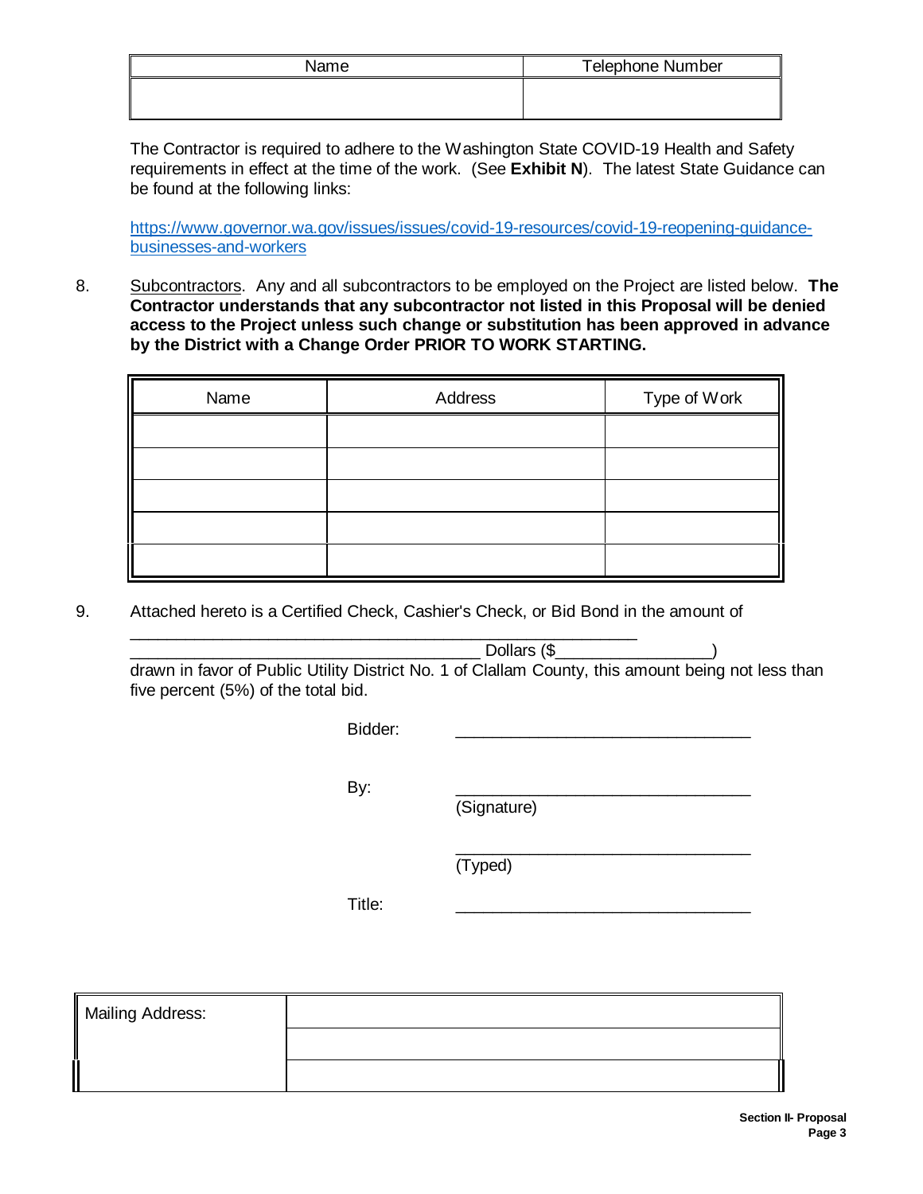| Name | Telephone Number |
|---|---|
| | |

The Contractor is required to adhere to the Washington State COVID-19 Health and Safety requirements in effect at the time of the work. (See **Exhibit N**). The latest State Guidance can be found at the following links:

https://www.governor.wa.gov/issues/issues/covid-19-resources/covid-19-reopening-guidance-businesses-and-workers

8. Subcontractors. Any and all subcontractors to be employed on the Project are listed below. **The Contractor understands that any subcontractor not listed in this Proposal will be denied access to the Project unless such change or substitution has been approved in advance by the District with a Change Order PRIOR TO WORK STARTING.**

| Name | Address | Type of Work |
|---|---|---|
| | | |
| | | |
| | | |
| | | |
| | | |

9. Attached hereto is a Certified Check, Cashier's Check, or Bid Bond in the amount of

_______________________________________________________
_______________________________________ Dollars ($________________)
drawn in favor of Public Utility District No. 1 of Clallam County, this amount being not less than five percent (5%) of the total bid.

Bidder: ________________________________

By: ________________________________
(Signature)

________________________________
(Typed)

Title: ________________________________

| Mailing Address: | |
|---|---|
| | |
| | |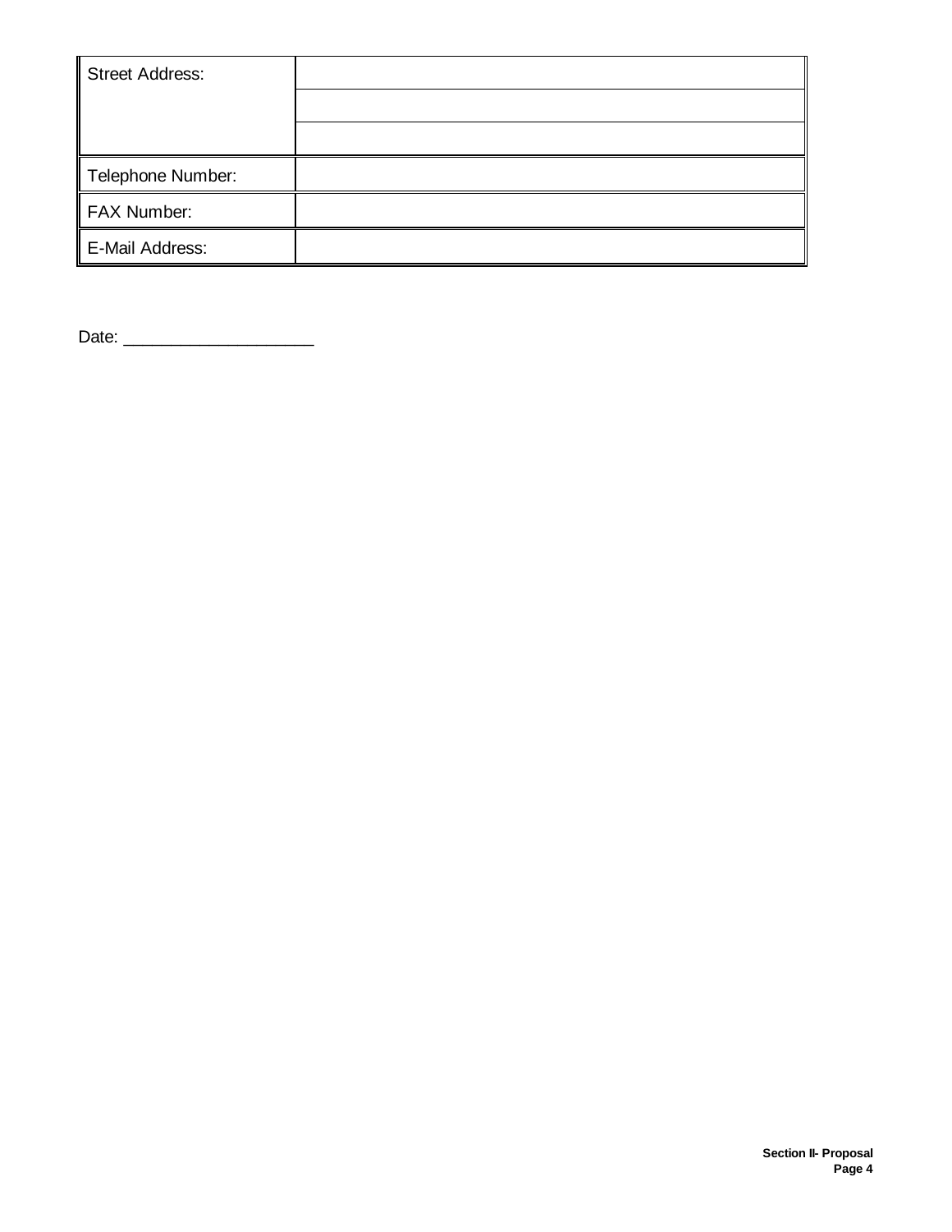| | |
|---|---|
| Street Address: | |
| | |
| | |
| Telephone Number: | |
| FAX Number: | |
| E-Mail Address: | |

Date: ____________________